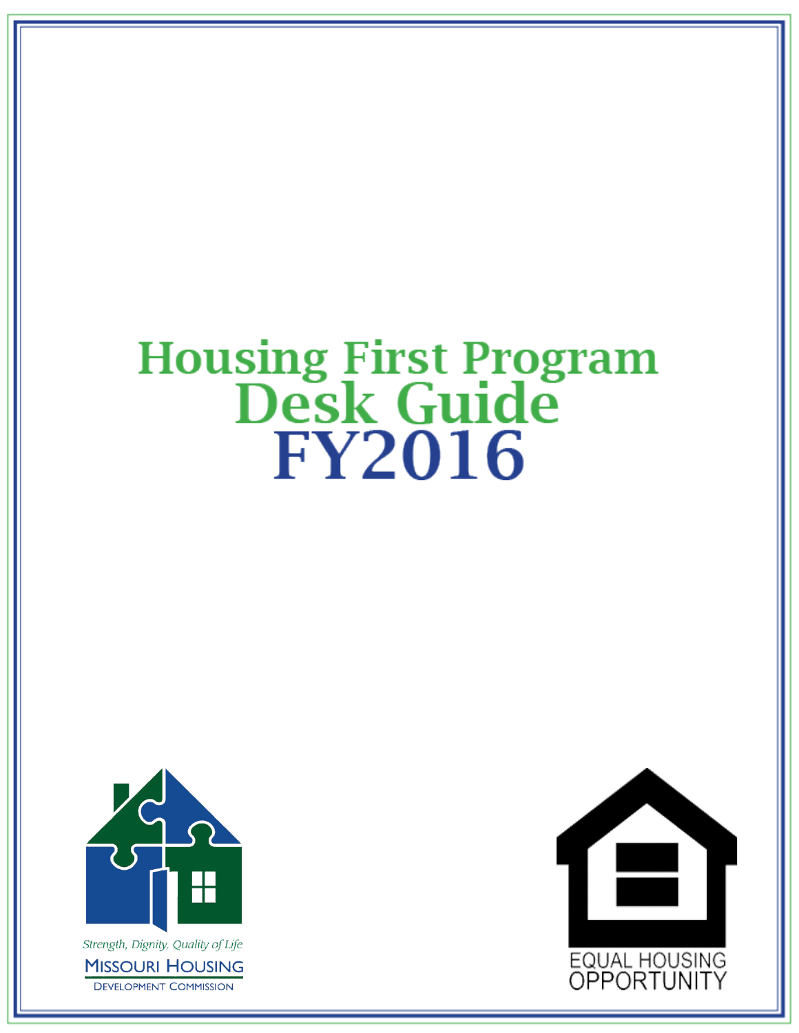# Housing First Program Desk Guide FY2016

*Strength, Dignity, Quality of Life*

MISSOURI HOUSING DEVELOPMENT COMMISSION

EQUAL HOUSING OPPORTUNITY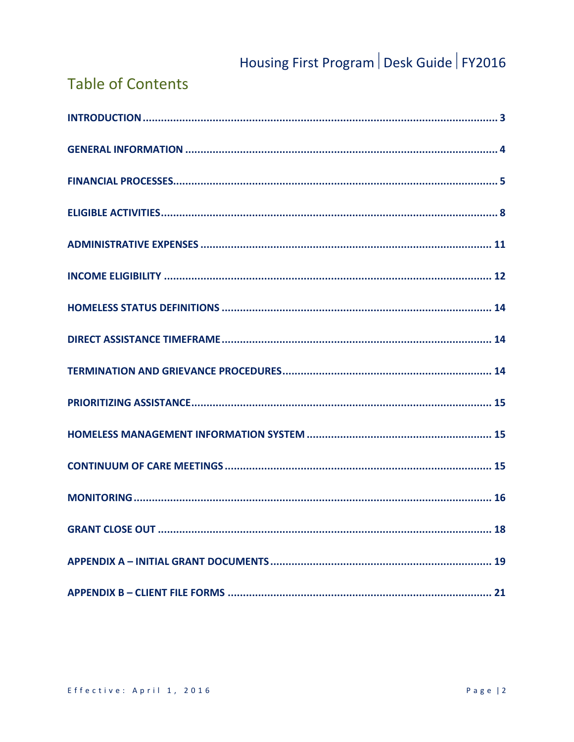# Table of Contents

| | |
|---|---|
| **INTRODUCTION** | **3** |
| **GENERAL INFORMATION** | **4** |
| **FINANCIAL PROCESSES** | **5** |
| **ELIGIBLE ACTIVITIES** | **8** |
| **ADMINISTRATIVE EXPENSES** | **11** |
| **INCOME ELIGIBILITY** | **12** |
| **HOMELESS STATUS DEFINITIONS** | **14** |
| **DIRECT ASSISTANCE TIMEFRAME** | **14** |
| **TERMINATION AND GRIEVANCE PROCEDURES** | **14** |
| **PRIORITIZING ASSISTANCE** | **15** |
| **HOMELESS MANAGEMENT INFORMATION SYSTEM** | **15** |
| **CONTINUUM OF CARE MEETINGS** | **15** |
| **MONITORING** | **16** |
| **GRANT CLOSE OUT** | **18** |
| **APPENDIX A – INITIAL GRANT DOCUMENTS** | **19** |
| **APPENDIX B – CLIENT FILE FORMS** | **21** |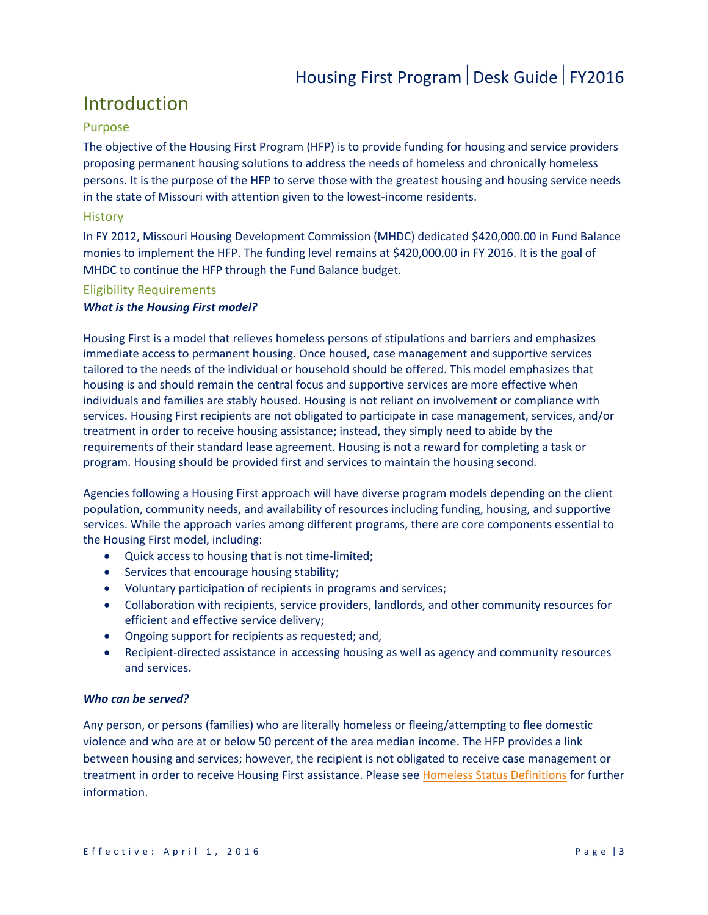# Introduction

## Purpose

The objective of the Housing First Program (HFP) is to provide funding for housing and service providers proposing permanent housing solutions to address the needs of homeless and chronically homeless persons. It is the purpose of the HFP to serve those with the greatest housing and housing service needs in the state of Missouri with attention given to the lowest-income residents.

## History

In FY 2012, Missouri Housing Development Commission (MHDC) dedicated $420,000.00 in Fund Balance monies to implement the HFP. The funding level remains at $420,000.00 in FY 2016. It is the goal of MHDC to continue the HFP through the Fund Balance budget.

## Eligibility Requirements

***What is the Housing First model?***

Housing First is a model that relieves homeless persons of stipulations and barriers and emphasizes immediate access to permanent housing. Once housed, case management and supportive services tailored to the needs of the individual or household should be offered. This model emphasizes that housing is and should remain the central focus and supportive services are more effective when individuals and families are stably housed. Housing is not reliant on involvement or compliance with services. Housing First recipients are not obligated to participate in case management, services, and/or treatment in order to receive housing assistance; instead, they simply need to abide by the requirements of their standard lease agreement. Housing is not a reward for completing a task or program. Housing should be provided first and services to maintain the housing second.

Agencies following a Housing First approach will have diverse program models depending on the client population, community needs, and availability of resources including funding, housing, and supportive services. While the approach varies among different programs, there are core components essential to the Housing First model, including:

- Quick access to housing that is not time-limited;
- Services that encourage housing stability;
- Voluntary participation of recipients in programs and services;
- Collaboration with recipients, service providers, landlords, and other community resources for efficient and effective service delivery;
- Ongoing support for recipients as requested; and,
- Recipient-directed assistance in accessing housing as well as agency and community resources and services.

***Who can be served?***

Any person, or persons (families) who are literally homeless or fleeing/attempting to flee domestic violence and who are at or below 50 percent of the area median income. The HFP provides a link between housing and services; however, the recipient is not obligated to receive case management or treatment in order to receive Housing First assistance. Please see Homeless Status Definitions for further information.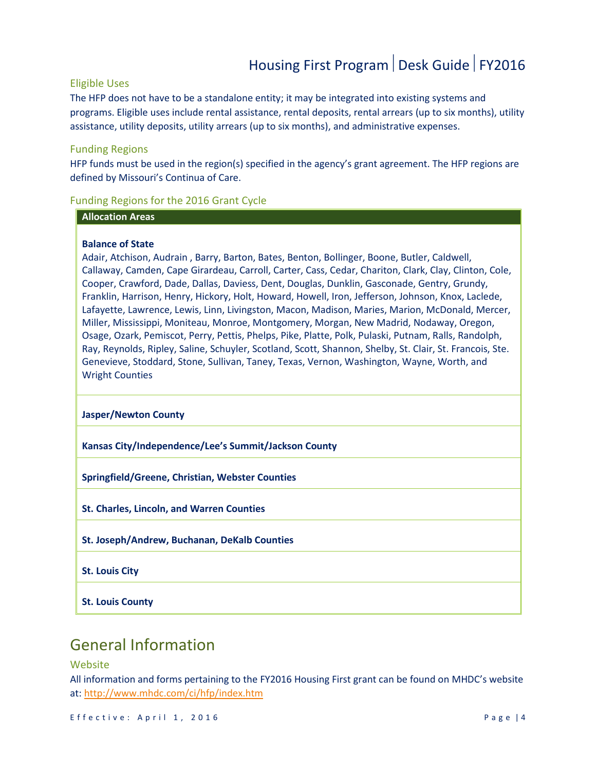### Eligible Uses

The HFP does not have to be a standalone entity; it may be integrated into existing systems and programs. Eligible uses include rental assistance, rental deposits, rental arrears (up to six months), utility assistance, utility deposits, utility arrears (up to six months), and administrative expenses.

### Funding Regions

HFP funds must be used in the region(s) specified in the agency's grant agreement. The HFP regions are defined by Missouri's Continua of Care.

### Funding Regions for the 2016 Grant Cycle

| Allocation Areas |
|---|
| **Balance of State**<br>Adair, Atchison, Audrain , Barry, Barton, Bates, Benton, Bollinger, Boone, Butler, Caldwell, Callaway, Camden, Cape Girardeau, Carroll, Carter, Cass, Cedar, Chariton, Clark, Clay, Clinton, Cole, Cooper, Crawford, Dade, Dallas, Daviess, Dent, Douglas, Dunklin, Gasconade, Gentry, Grundy, Franklin, Harrison, Henry, Hickory, Holt, Howard, Howell, Iron, Jefferson, Johnson, Knox, Laclede, Lafayette, Lawrence, Lewis, Linn, Livingston, Macon, Madison, Maries, Marion, McDonald, Mercer, Miller, Mississippi, Moniteau, Monroe, Montgomery, Morgan, New Madrid, Nodaway, Oregon, Osage, Ozark, Pemiscot, Perry, Pettis, Phelps, Pike, Platte, Polk, Pulaski, Putnam, Ralls, Randolph, Ray, Reynolds, Ripley, Saline, Schuyler, Scotland, Scott, Shannon, Shelby, St. Clair, St. Francois, Ste. Genevieve, Stoddard, Stone, Sullivan, Taney, Texas, Vernon, Washington, Wayne, Worth, and Wright Counties |
| **Jasper/Newton County** |
| **Kansas City/Independence/Lee's Summit/Jackson County** |
| **Springfield/Greene, Christian, Webster Counties** |
| **St. Charles, Lincoln, and Warren Counties** |
| **St. Joseph/Andrew, Buchanan, DeKalb Counties** |
| **St. Louis City** |
| **St. Louis County** |

## General Information

### Website

All information and forms pertaining to the FY2016 Housing First grant can be found on MHDC's website at: http://www.mhdc.com/ci/hfp/index.htm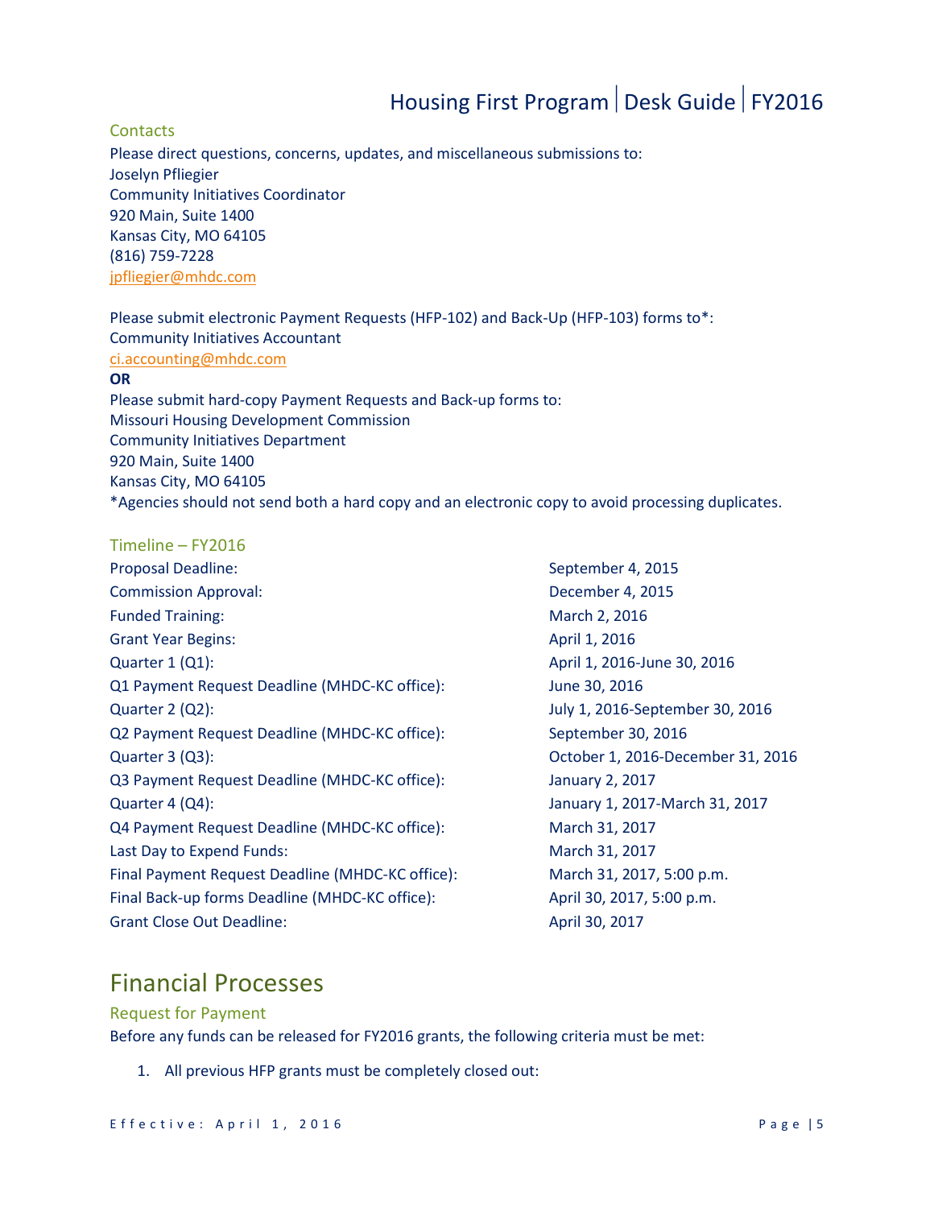### Contacts

Please direct questions, concerns, updates, and miscellaneous submissions to:
Joselyn Pfliegier
Community Initiatives Coordinator
920 Main, Suite 1400
Kansas City, MO 64105
(816) 759-7228
jpfliegier@mhdc.com

Please submit electronic Payment Requests (HFP-102) and Back-Up (HFP-103) forms to*:
Community Initiatives Accountant
ci.accounting@mhdc.com
**OR**
Please submit hard-copy Payment Requests and Back-up forms to:
Missouri Housing Development Commission
Community Initiatives Department
920 Main, Suite 1400
Kansas City, MO 64105
*Agencies should not send both a hard copy and an electronic copy to avoid processing duplicates.

### Timeline – FY2016

| | |
|---|---|
| Proposal Deadline: | September 4, 2015 |
| Commission Approval: | December 4, 2015 |
| Funded Training: | March 2, 2016 |
| Grant Year Begins: | April 1, 2016 |
| Quarter 1 (Q1): | April 1, 2016-June 30, 2016 |
| Q1 Payment Request Deadline (MHDC-KC office): | June 30, 2016 |
| Quarter 2 (Q2): | July 1, 2016-September 30, 2016 |
| Q2 Payment Request Deadline (MHDC-KC office): | September 30, 2016 |
| Quarter 3 (Q3): | October 1, 2016-December 31, 2016 |
| Q3 Payment Request Deadline (MHDC-KC office): | January 2, 2017 |
| Quarter 4 (Q4): | January 1, 2017-March 31, 2017 |
| Q4 Payment Request Deadline (MHDC-KC office): | March 31, 2017 |
| Last Day to Expend Funds: | March 31, 2017 |
| Final Payment Request Deadline (MHDC-KC office): | March 31, 2017, 5:00 p.m. |
| Final Back-up forms Deadline (MHDC-KC office): | April 30, 2017, 5:00 p.m. |
| Grant Close Out Deadline: | April 30, 2017 |

## Financial Processes

### Request for Payment

Before any funds can be released for FY2016 grants, the following criteria must be met:

1. All previous HFP grants must be completely closed out: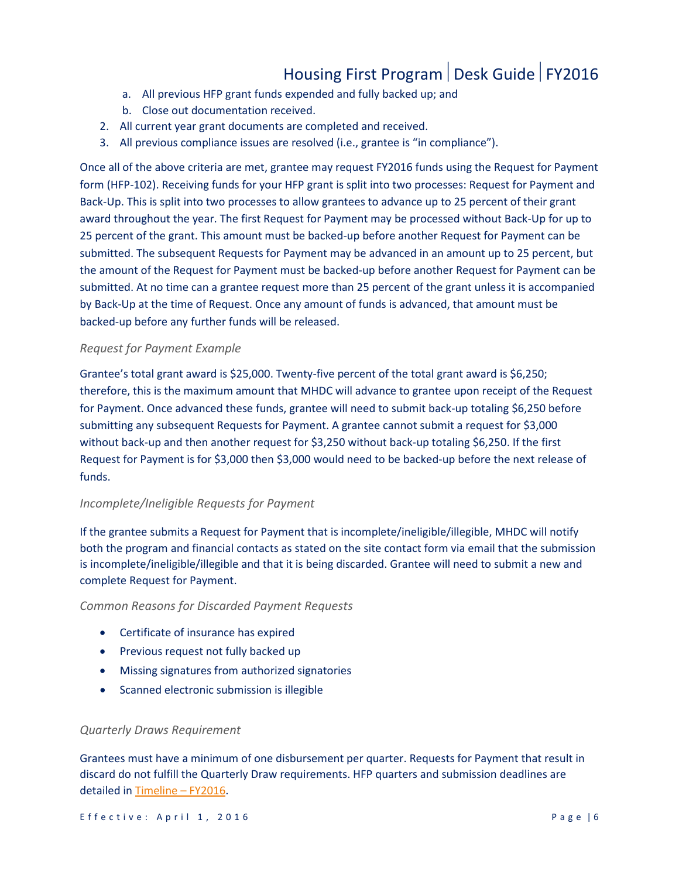a. All previous HFP grant funds expended and fully backed up; and
   b. Close out documentation received.
2. All current year grant documents are completed and received.
3. All previous compliance issues are resolved (i.e., grantee is "in compliance").

Once all of the above criteria are met, grantee may request FY2016 funds using the Request for Payment form (HFP-102). Receiving funds for your HFP grant is split into two processes: Request for Payment and Back-Up. This is split into two processes to allow grantees to advance up to 25 percent of their grant award throughout the year. The first Request for Payment may be processed without Back-Up for up to 25 percent of the grant. This amount must be backed-up before another Request for Payment can be submitted. The subsequent Requests for Payment may be advanced in an amount up to 25 percent, but the amount of the Request for Payment must be backed-up before another Request for Payment can be submitted. At no time can a grantee request more than 25 percent of the grant unless it is accompanied by Back-Up at the time of Request. Once any amount of funds is advanced, that amount must be backed-up before any further funds will be released.

### *Request for Payment Example*

Grantee's total grant award is $25,000. Twenty-five percent of the total grant award is $6,250; therefore, this is the maximum amount that MHDC will advance to grantee upon receipt of the Request for Payment. Once advanced these funds, grantee will need to submit back-up totaling $6,250 before submitting any subsequent Requests for Payment. A grantee cannot submit a request for $3,000 without back-up and then another request for $3,250 without back-up totaling $6,250. If the first Request for Payment is for $3,000 then $3,000 would need to be backed-up before the next release of funds.

### *Incomplete/Ineligible Requests for Payment*

If the grantee submits a Request for Payment that is incomplete/ineligible/illegible, MHDC will notify both the program and financial contacts as stated on the site contact form via email that the submission is incomplete/ineligible/illegible and that it is being discarded. Grantee will need to submit a new and complete Request for Payment.

### *Common Reasons for Discarded Payment Requests*

- Certificate of insurance has expired
- Previous request not fully backed up
- Missing signatures from authorized signatories
- Scanned electronic submission is illegible

### *Quarterly Draws Requirement*

Grantees must have a minimum of one disbursement per quarter. Requests for Payment that result in discard do not fulfill the Quarterly Draw requirements. HFP quarters and submission deadlines are detailed in Timeline – FY2016.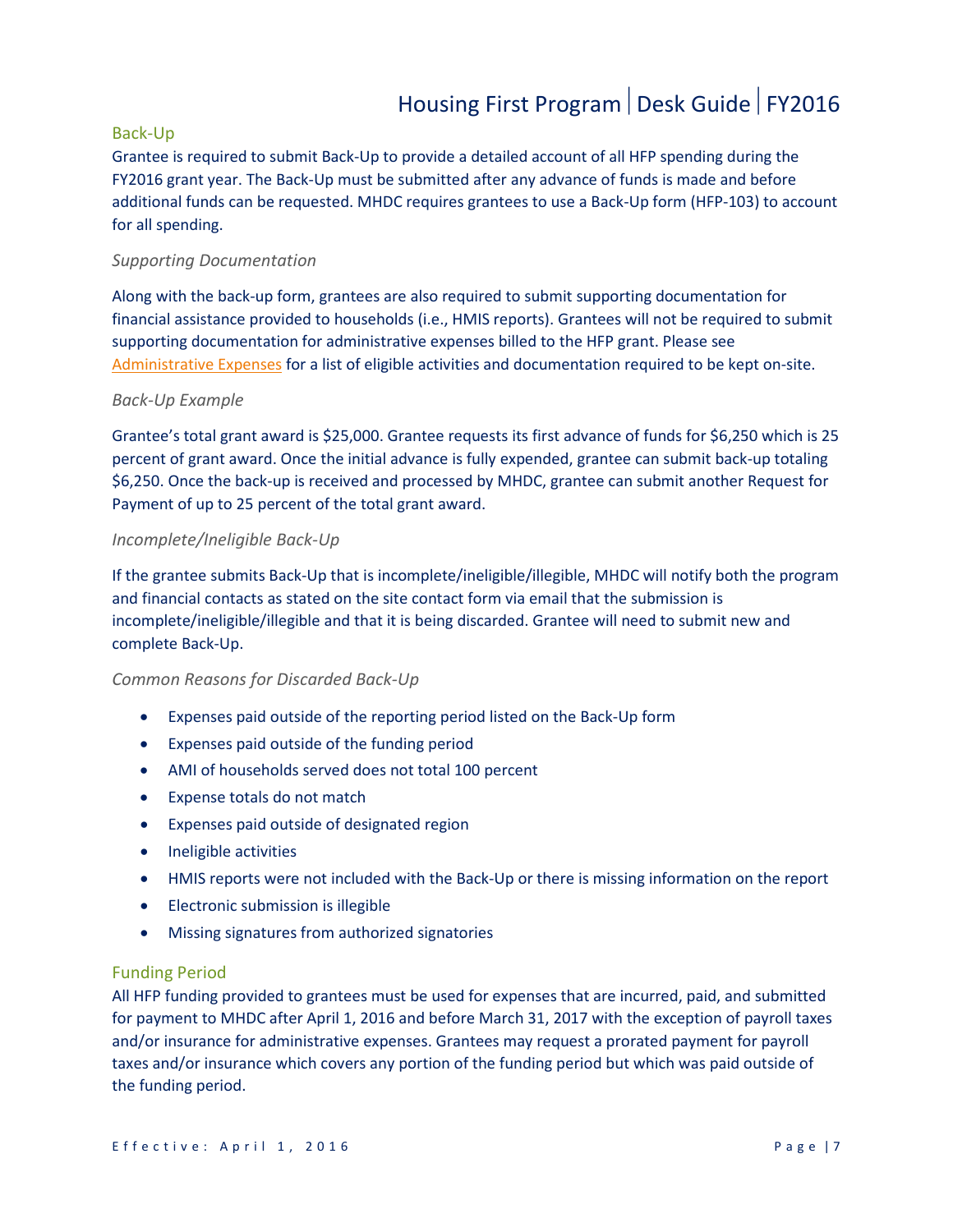## Back-Up

Grantee is required to submit Back-Up to provide a detailed account of all HFP spending during the FY2016 grant year. The Back-Up must be submitted after any advance of funds is made and before additional funds can be requested. MHDC requires grantees to use a Back-Up form (HFP-103) to account for all spending.

### *Supporting Documentation*

Along with the back-up form, grantees are also required to submit supporting documentation for financial assistance provided to households (i.e., HMIS reports). Grantees will not be required to submit supporting documentation for administrative expenses billed to the HFP grant. Please see Administrative Expenses for a list of eligible activities and documentation required to be kept on-site.

### *Back-Up Example*

Grantee's total grant award is $25,000. Grantee requests its first advance of funds for $6,250 which is 25 percent of grant award. Once the initial advance is fully expended, grantee can submit back-up totaling $6,250. Once the back-up is received and processed by MHDC, grantee can submit another Request for Payment of up to 25 percent of the total grant award.

### *Incomplete/Ineligible Back-Up*

If the grantee submits Back-Up that is incomplete/ineligible/illegible, MHDC will notify both the program and financial contacts as stated on the site contact form via email that the submission is incomplete/ineligible/illegible and that it is being discarded. Grantee will need to submit new and complete Back-Up.

### *Common Reasons for Discarded Back-Up*

- Expenses paid outside of the reporting period listed on the Back-Up form
- Expenses paid outside of the funding period
- AMI of households served does not total 100 percent
- Expense totals do not match
- Expenses paid outside of designated region
- Ineligible activities
- HMIS reports were not included with the Back-Up or there is missing information on the report
- Electronic submission is illegible
- Missing signatures from authorized signatories

## Funding Period

All HFP funding provided to grantees must be used for expenses that are incurred, paid, and submitted for payment to MHDC after April 1, 2016 and before March 31, 2017 with the exception of payroll taxes and/or insurance for administrative expenses. Grantees may request a prorated payment for payroll taxes and/or insurance which covers any portion of the funding period but which was paid outside of the funding period.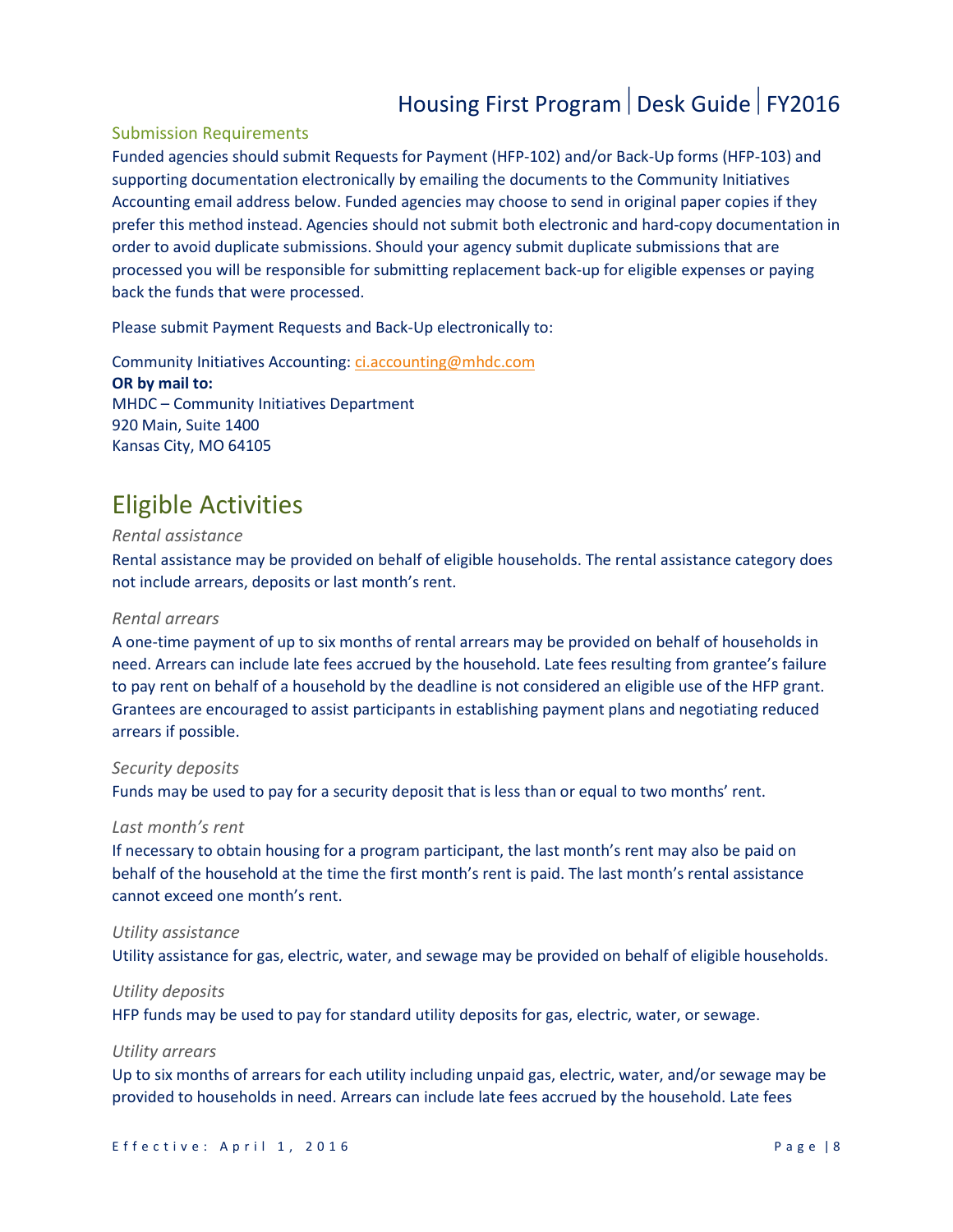### Submission Requirements

Funded agencies should submit Requests for Payment (HFP-102) and/or Back-Up forms (HFP-103) and supporting documentation electronically by emailing the documents to the Community Initiatives Accounting email address below. Funded agencies may choose to send in original paper copies if they prefer this method instead. Agencies should not submit both electronic and hard-copy documentation in order to avoid duplicate submissions. Should your agency submit duplicate submissions that are processed you will be responsible for submitting replacement back-up for eligible expenses or paying back the funds that were processed.

Please submit Payment Requests and Back-Up electronically to:

Community Initiatives Accounting: ci.accounting@mhdc.com
**OR by mail to:**
MHDC – Community Initiatives Department
920 Main, Suite 1400
Kansas City, MO 64105

## Eligible Activities

*Rental assistance*

Rental assistance may be provided on behalf of eligible households. The rental assistance category does not include arrears, deposits or last month's rent.

*Rental arrears*

A one-time payment of up to six months of rental arrears may be provided on behalf of households in need. Arrears can include late fees accrued by the household. Late fees resulting from grantee's failure to pay rent on behalf of a household by the deadline is not considered an eligible use of the HFP grant. Grantees are encouraged to assist participants in establishing payment plans and negotiating reduced arrears if possible.

*Security deposits*

Funds may be used to pay for a security deposit that is less than or equal to two months' rent.

*Last month's rent*

If necessary to obtain housing for a program participant, the last month's rent may also be paid on behalf of the household at the time the first month's rent is paid. The last month's rental assistance cannot exceed one month's rent.

*Utility assistance*

Utility assistance for gas, electric, water, and sewage may be provided on behalf of eligible households.

*Utility deposits*

HFP funds may be used to pay for standard utility deposits for gas, electric, water, or sewage.

*Utility arrears*

Up to six months of arrears for each utility including unpaid gas, electric, water, and/or sewage may be provided to households in need. Arrears can include late fees accrued by the household. Late fees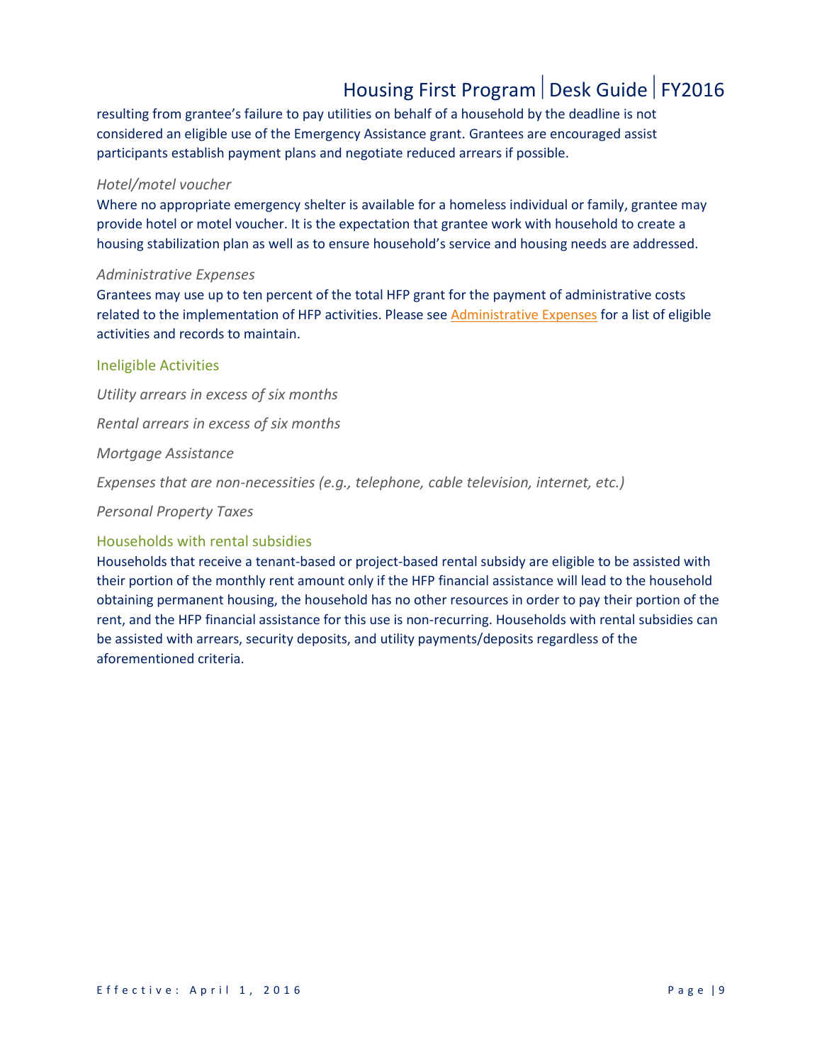resulting from grantee's failure to pay utilities on behalf of a household by the deadline is not considered an eligible use of the Emergency Assistance grant. Grantees are encouraged assist participants establish payment plans and negotiate reduced arrears if possible.

*Hotel/motel voucher*

Where no appropriate emergency shelter is available for a homeless individual or family, grantee may provide hotel or motel voucher. It is the expectation that grantee work with household to create a housing stabilization plan as well as to ensure household's service and housing needs are addressed.

*Administrative Expenses*

Grantees may use up to ten percent of the total HFP grant for the payment of administrative costs related to the implementation of HFP activities. Please see Administrative Expenses for a list of eligible activities and records to maintain.

### Ineligible Activities

*Utility arrears in excess of six months*

*Rental arrears in excess of six months*

*Mortgage Assistance*

*Expenses that are non-necessities (e.g., telephone, cable television, internet, etc.)*

*Personal Property Taxes*

### Households with rental subsidies

Households that receive a tenant-based or project-based rental subsidy are eligible to be assisted with their portion of the monthly rent amount only if the HFP financial assistance will lead to the household obtaining permanent housing, the household has no other resources in order to pay their portion of the rent, and the HFP financial assistance for this use is non-recurring. Households with rental subsidies can be assisted with arrears, security deposits, and utility payments/deposits regardless of the aforementioned criteria.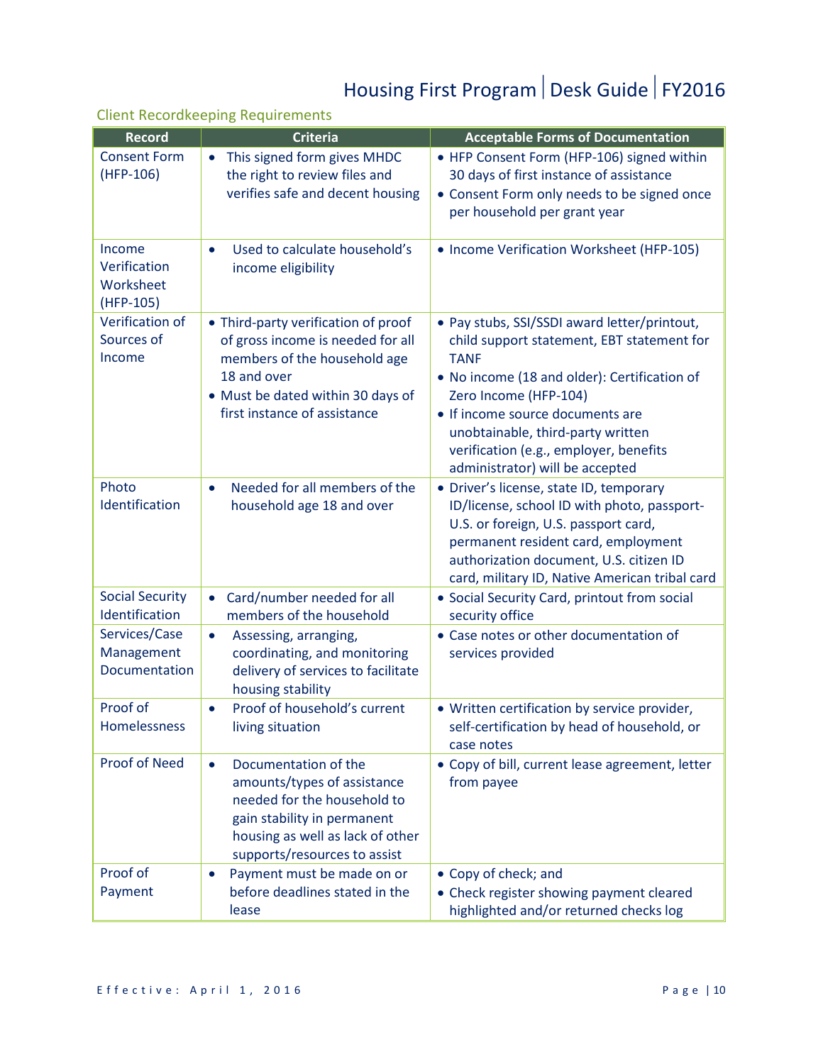## Client Recordkeeping Requirements

| Record | Criteria | Acceptable Forms of Documentation |
|---|---|---|
| Consent Form (HFP-106) | • This signed form gives MHDC the right to review files and verifies safe and decent housing | • HFP Consent Form (HFP-106) signed within 30 days of first instance of assistance<br>• Consent Form only needs to be signed once per household per grant year |
| Income Verification Worksheet (HFP-105) | • Used to calculate household's income eligibility | • Income Verification Worksheet (HFP-105) |
| Verification of Sources of Income | • Third-party verification of proof of gross income is needed for all members of the household age 18 and over<br>• Must be dated within 30 days of first instance of assistance | • Pay stubs, SSI/SSDI award letter/printout, child support statement, EBT statement for TANF<br>• No income (18 and older): Certification of Zero Income (HFP-104)<br>• If income source documents are unobtainable, third-party written verification (e.g., employer, benefits administrator) will be accepted |
| Photo Identification | • Needed for all members of the household age 18 and over | • Driver's license, state ID, temporary ID/license, school ID with photo, passport-U.S. or foreign, U.S. passport card, permanent resident card, employment authorization document, U.S. citizen ID card, military ID, Native American tribal card |
| Social Security Identification | • Card/number needed for all members of the household | • Social Security Card, printout from social security office |
| Services/Case Management Documentation | • Assessing, arranging, coordinating, and monitoring delivery of services to facilitate housing stability | • Case notes or other documentation of services provided |
| Proof of Homelessness | • Proof of household's current living situation | • Written certification by service provider, self-certification by head of household, or case notes |
| Proof of Need | • Documentation of the amounts/types of assistance needed for the household to gain stability in permanent housing as well as lack of other supports/resources to assist | • Copy of bill, current lease agreement, letter from payee |
| Proof of Payment | • Payment must be made on or before deadlines stated in the lease | • Copy of check; and<br>• Check register showing payment cleared highlighted and/or returned checks log |

Effective: April 1, 2016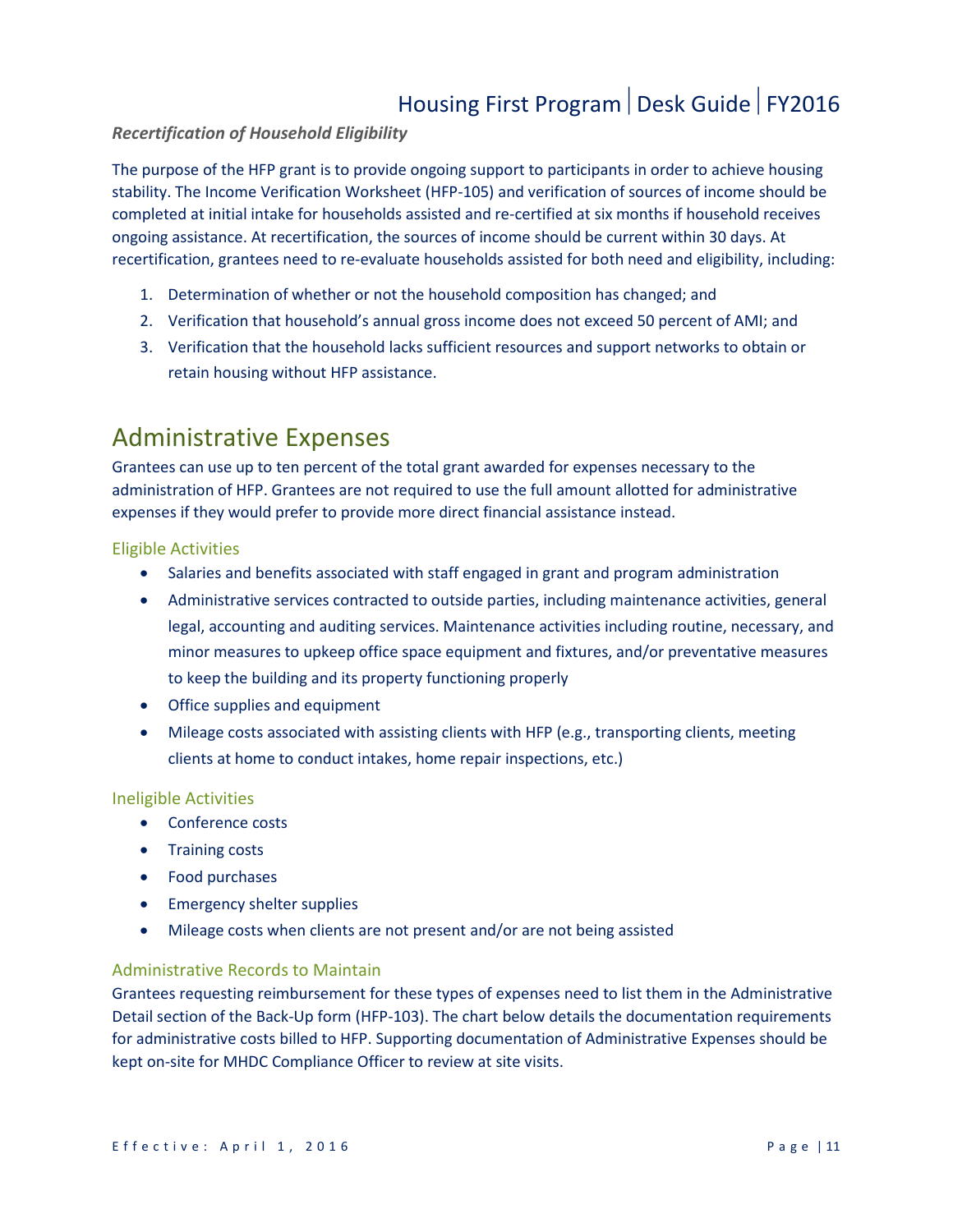### *Recertification of Household Eligibility*

The purpose of the HFP grant is to provide ongoing support to participants in order to achieve housing stability. The Income Verification Worksheet (HFP-105) and verification of sources of income should be completed at initial intake for households assisted and re-certified at six months if household receives ongoing assistance. At recertification, the sources of income should be current within 30 days. At recertification, grantees need to re-evaluate households assisted for both need and eligibility, including:

1. Determination of whether or not the household composition has changed; and
2. Verification that household's annual gross income does not exceed 50 percent of AMI; and
3. Verification that the household lacks sufficient resources and support networks to obtain or retain housing without HFP assistance.

## Administrative Expenses

Grantees can use up to ten percent of the total grant awarded for expenses necessary to the administration of HFP. Grantees are not required to use the full amount allotted for administrative expenses if they would prefer to provide more direct financial assistance instead.

### Eligible Activities

- Salaries and benefits associated with staff engaged in grant and program administration
- Administrative services contracted to outside parties, including maintenance activities, general legal, accounting and auditing services. Maintenance activities including routine, necessary, and minor measures to upkeep office space equipment and fixtures, and/or preventative measures to keep the building and its property functioning properly
- Office supplies and equipment
- Mileage costs associated with assisting clients with HFP (e.g., transporting clients, meeting clients at home to conduct intakes, home repair inspections, etc.)

### Ineligible Activities

- Conference costs
- Training costs
- Food purchases
- Emergency shelter supplies
- Mileage costs when clients are not present and/or are not being assisted

### Administrative Records to Maintain

Grantees requesting reimbursement for these types of expenses need to list them in the Administrative Detail section of the Back-Up form (HFP-103). The chart below details the documentation requirements for administrative costs billed to HFP. Supporting documentation of Administrative Expenses should be kept on-site for MHDC Compliance Officer to review at site visits.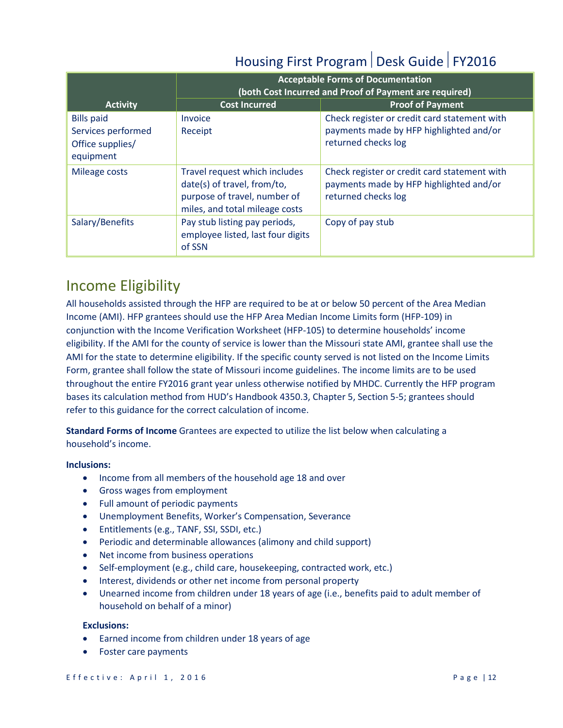| Activity | Acceptable Forms of Documentation (both Cost Incurred and Proof of Payment are required) | |
|---|---|---|
| | Cost Incurred | Proof of Payment |
| Bills paid<br>Services performed<br>Office supplies/ equipment | Invoice<br>Receipt | Check register or credit card statement with payments made by HFP highlighted and/or returned checks log |
| Mileage costs | Travel request which includes date(s) of travel, from/to, purpose of travel, number of miles, and total mileage costs | Check register or credit card statement with payments made by HFP highlighted and/or returned checks log |
| Salary/Benefits | Pay stub listing pay periods, employee listed, last four digits of SSN | Copy of pay stub |

## Income Eligibility

All households assisted through the HFP are required to be at or below 50 percent of the Area Median Income (AMI). HFP grantees should use the HFP Area Median Income Limits form (HFP-109) in conjunction with the Income Verification Worksheet (HFP-105) to determine households' income eligibility. If the AMI for the county of service is lower than the Missouri state AMI, grantee shall use the AMI for the state to determine eligibility. If the specific county served is not listed on the Income Limits Form, grantee shall follow the state of Missouri income guidelines. The income limits are to be used throughout the entire FY2016 grant year unless otherwise notified by MHDC. Currently the HFP program bases its calculation method from HUD's Handbook 4350.3, Chapter 5, Section 5-5; grantees should refer to this guidance for the correct calculation of income.

**Standard Forms of Income** Grantees are expected to utilize the list below when calculating a household's income.

**Inclusions:**

- Income from all members of the household age 18 and over
- Gross wages from employment
- Full amount of periodic payments
- Unemployment Benefits, Worker's Compensation, Severance
- Entitlements (e.g., TANF, SSI, SSDI, etc.)
- Periodic and determinable allowances (alimony and child support)
- Net income from business operations
- Self-employment (e.g., child care, housekeeping, contracted work, etc.)
- Interest, dividends or other net income from personal property
- Unearned income from children under 18 years of age (i.e., benefits paid to adult member of household on behalf of a minor)

**Exclusions:**

- Earned income from children under 18 years of age
- Foster care payments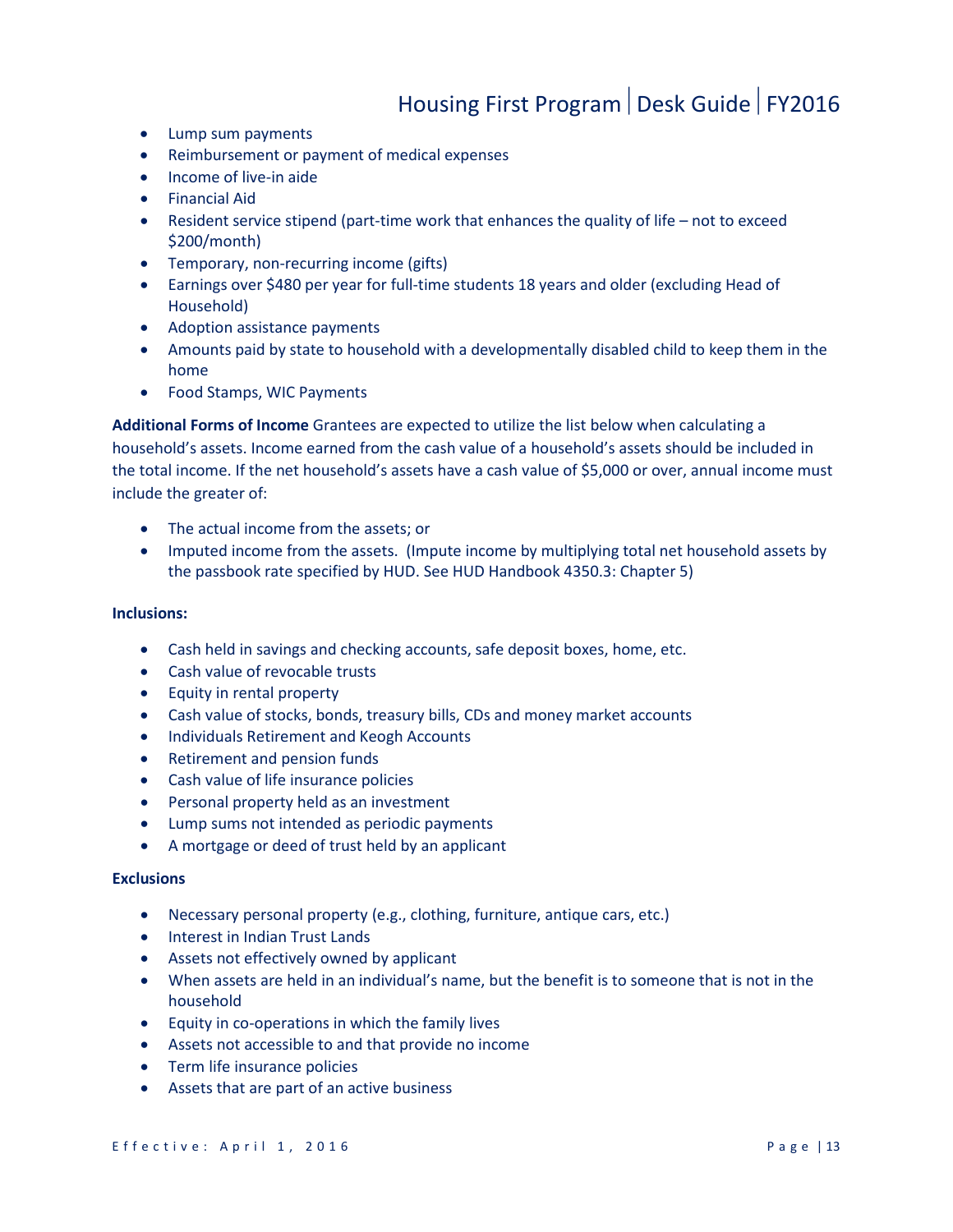- Lump sum payments
- Reimbursement or payment of medical expenses
- Income of live-in aide
- Financial Aid
- Resident service stipend (part-time work that enhances the quality of life – not to exceed $200/month)
- Temporary, non-recurring income (gifts)
- Earnings over $480 per year for full-time students 18 years and older (excluding Head of Household)
- Adoption assistance payments
- Amounts paid by state to household with a developmentally disabled child to keep them in the home
- Food Stamps, WIC Payments

**Additional Forms of Income** Grantees are expected to utilize the list below when calculating a household's assets. Income earned from the cash value of a household's assets should be included in the total income. If the net household's assets have a cash value of $5,000 or over, annual income must include the greater of:

- The actual income from the assets; or
- Imputed income from the assets. (Impute income by multiplying total net household assets by the passbook rate specified by HUD. See HUD Handbook 4350.3: Chapter 5)

**Inclusions:**

- Cash held in savings and checking accounts, safe deposit boxes, home, etc.
- Cash value of revocable trusts
- Equity in rental property
- Cash value of stocks, bonds, treasury bills, CDs and money market accounts
- Individuals Retirement and Keogh Accounts
- Retirement and pension funds
- Cash value of life insurance policies
- Personal property held as an investment
- Lump sums not intended as periodic payments
- A mortgage or deed of trust held by an applicant

**Exclusions**

- Necessary personal property (e.g., clothing, furniture, antique cars, etc.)
- Interest in Indian Trust Lands
- Assets not effectively owned by applicant
- When assets are held in an individual's name, but the benefit is to someone that is not in the household
- Equity in co-operations in which the family lives
- Assets not accessible to and that provide no income
- Term life insurance policies
- Assets that are part of an active business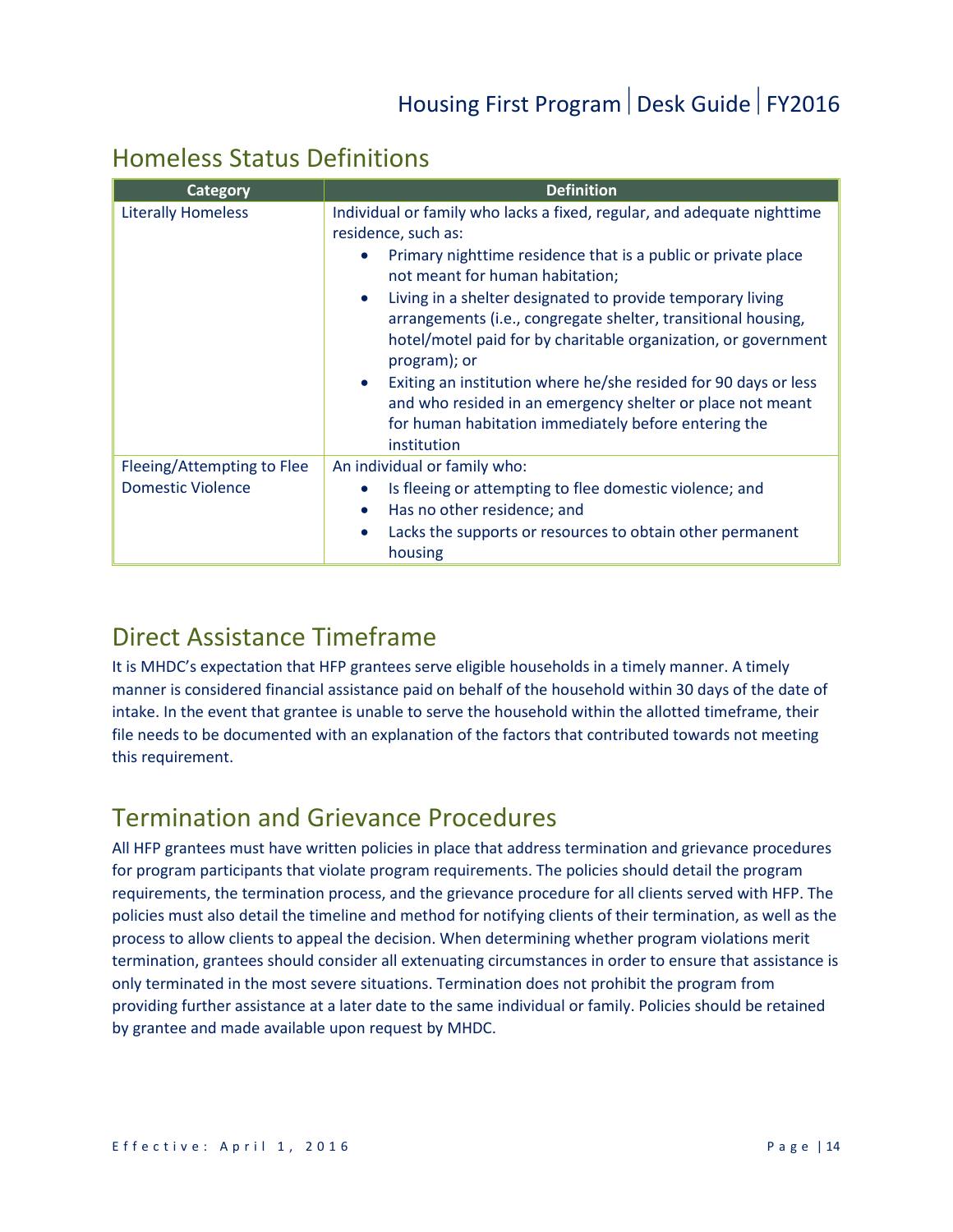## Homeless Status Definitions

| Category | Definition |
|---|---|
| Literally Homeless | Individual or family who lacks a fixed, regular, and adequate nighttime residence, such as: <br>• Primary nighttime residence that is a public or private place not meant for human habitation; <br>• Living in a shelter designated to provide temporary living arrangements (i.e., congregate shelter, transitional housing, hotel/motel paid for by charitable organization, or government program); or <br>• Exiting an institution where he/she resided for 90 days or less and who resided in an emergency shelter or place not meant for human habitation immediately before entering the institution |
| Fleeing/Attempting to Flee Domestic Violence | An individual or family who: <br>• Is fleeing or attempting to flee domestic violence; and <br>• Has no other residence; and <br>• Lacks the supports or resources to obtain other permanent housing |

## Direct Assistance Timeframe

It is MHDC's expectation that HFP grantees serve eligible households in a timely manner. A timely manner is considered financial assistance paid on behalf of the household within 30 days of the date of intake. In the event that grantee is unable to serve the household within the allotted timeframe, their file needs to be documented with an explanation of the factors that contributed towards not meeting this requirement.

## Termination and Grievance Procedures

All HFP grantees must have written policies in place that address termination and grievance procedures for program participants that violate program requirements. The policies should detail the program requirements, the termination process, and the grievance procedure for all clients served with HFP. The policies must also detail the timeline and method for notifying clients of their termination, as well as the process to allow clients to appeal the decision. When determining whether program violations merit termination, grantees should consider all extenuating circumstances in order to ensure that assistance is only terminated in the most severe situations. Termination does not prohibit the program from providing further assistance at a later date to the same individual or family. Policies should be retained by grantee and made available upon request by MHDC.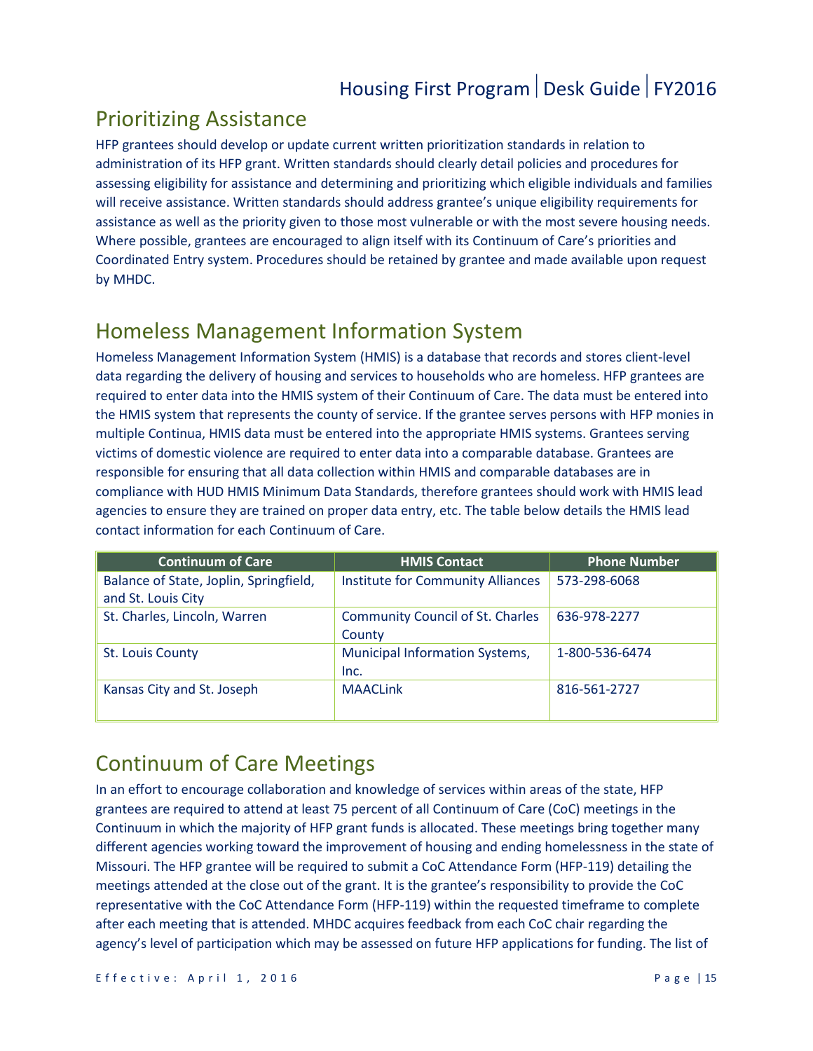## Prioritizing Assistance

HFP grantees should develop or update current written prioritization standards in relation to administration of its HFP grant. Written standards should clearly detail policies and procedures for assessing eligibility for assistance and determining and prioritizing which eligible individuals and families will receive assistance. Written standards should address grantee's unique eligibility requirements for assistance as well as the priority given to those most vulnerable or with the most severe housing needs. Where possible, grantees are encouraged to align itself with its Continuum of Care's priorities and Coordinated Entry system. Procedures should be retained by grantee and made available upon request by MHDC.

## Homeless Management Information System

Homeless Management Information System (HMIS) is a database that records and stores client-level data regarding the delivery of housing and services to households who are homeless. HFP grantees are required to enter data into the HMIS system of their Continuum of Care. The data must be entered into the HMIS system that represents the county of service. If the grantee serves persons with HFP monies in multiple Continua, HMIS data must be entered into the appropriate HMIS systems. Grantees serving victims of domestic violence are required to enter data into a comparable database. Grantees are responsible for ensuring that all data collection within HMIS and comparable databases are in compliance with HUD HMIS Minimum Data Standards, therefore grantees should work with HMIS lead agencies to ensure they are trained on proper data entry, etc. The table below details the HMIS lead contact information for each Continuum of Care.

| Continuum of Care | HMIS Contact | Phone Number |
|---|---|---|
| Balance of State, Joplin, Springfield, and St. Louis City | Institute for Community Alliances | 573-298-6068 |
| St. Charles, Lincoln, Warren | Community Council of St. Charles County | 636-978-2277 |
| St. Louis County | Municipal Information Systems, Inc. | 1-800-536-6474 |
| Kansas City and St. Joseph | MAACLink | 816-561-2727 |

## Continuum of Care Meetings

In an effort to encourage collaboration and knowledge of services within areas of the state, HFP grantees are required to attend at least 75 percent of all Continuum of Care (CoC) meetings in the Continuum in which the majority of HFP grant funds is allocated. These meetings bring together many different agencies working toward the improvement of housing and ending homelessness in the state of Missouri. The HFP grantee will be required to submit a CoC Attendance Form (HFP-119) detailing the meetings attended at the close out of the grant. It is the grantee's responsibility to provide the CoC representative with the CoC Attendance Form (HFP-119) within the requested timeframe to complete after each meeting that is attended. MHDC acquires feedback from each CoC chair regarding the agency's level of participation which may be assessed on future HFP applications for funding. The list of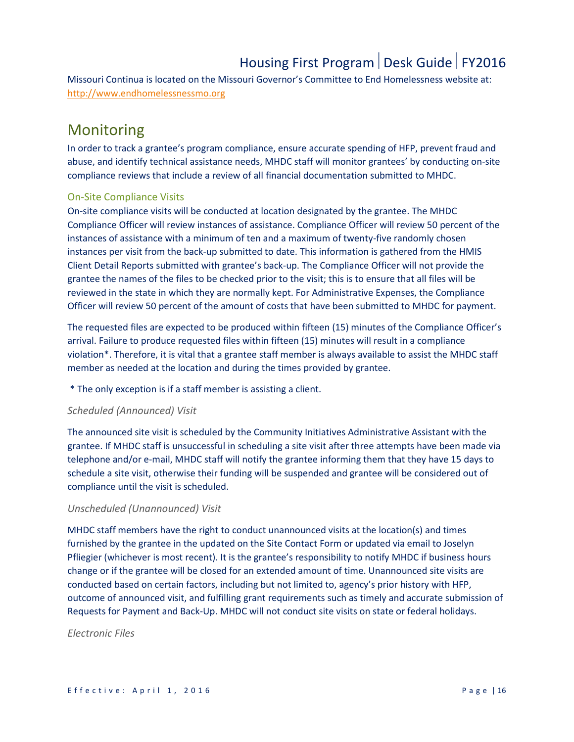Missouri Continua is located on the Missouri Governor's Committee to End Homelessness website at: http://www.endhomelessnessmo.org

# Monitoring

In order to track a grantee's program compliance, ensure accurate spending of HFP, prevent fraud and abuse, and identify technical assistance needs, MHDC staff will monitor grantees' by conducting on-site compliance reviews that include a review of all financial documentation submitted to MHDC.

## On-Site Compliance Visits

On-site compliance visits will be conducted at location designated by the grantee. The MHDC Compliance Officer will review instances of assistance. Compliance Officer will review 50 percent of the instances of assistance with a minimum of ten and a maximum of twenty-five randomly chosen instances per visit from the back-up submitted to date. This information is gathered from the HMIS Client Detail Reports submitted with grantee's back-up. The Compliance Officer will not provide the grantee the names of the files to be checked prior to the visit; this is to ensure that all files will be reviewed in the state in which they are normally kept. For Administrative Expenses, the Compliance Officer will review 50 percent of the amount of costs that have been submitted to MHDC for payment.

The requested files are expected to be produced within fifteen (15) minutes of the Compliance Officer's arrival. Failure to produce requested files within fifteen (15) minutes will result in a compliance violation*. Therefore, it is vital that a grantee staff member is always available to assist the MHDC staff member as needed at the location and during the times provided by grantee.

\* The only exception is if a staff member is assisting a client.

### *Scheduled (Announced) Visit*

The announced site visit is scheduled by the Community Initiatives Administrative Assistant with the grantee. If MHDC staff is unsuccessful in scheduling a site visit after three attempts have been made via telephone and/or e-mail, MHDC staff will notify the grantee informing them that they have 15 days to schedule a site visit, otherwise their funding will be suspended and grantee will be considered out of compliance until the visit is scheduled.

### *Unscheduled (Unannounced) Visit*

MHDC staff members have the right to conduct unannounced visits at the location(s) and times furnished by the grantee in the updated on the Site Contact Form or updated via email to Joselyn Pfliegier (whichever is most recent). It is the grantee's responsibility to notify MHDC if business hours change or if the grantee will be closed for an extended amount of time. Unannounced site visits are conducted based on certain factors, including but not limited to, agency's prior history with HFP, outcome of announced visit, and fulfilling grant requirements such as timely and accurate submission of Requests for Payment and Back-Up. MHDC will not conduct site visits on state or federal holidays.

### *Electronic Files*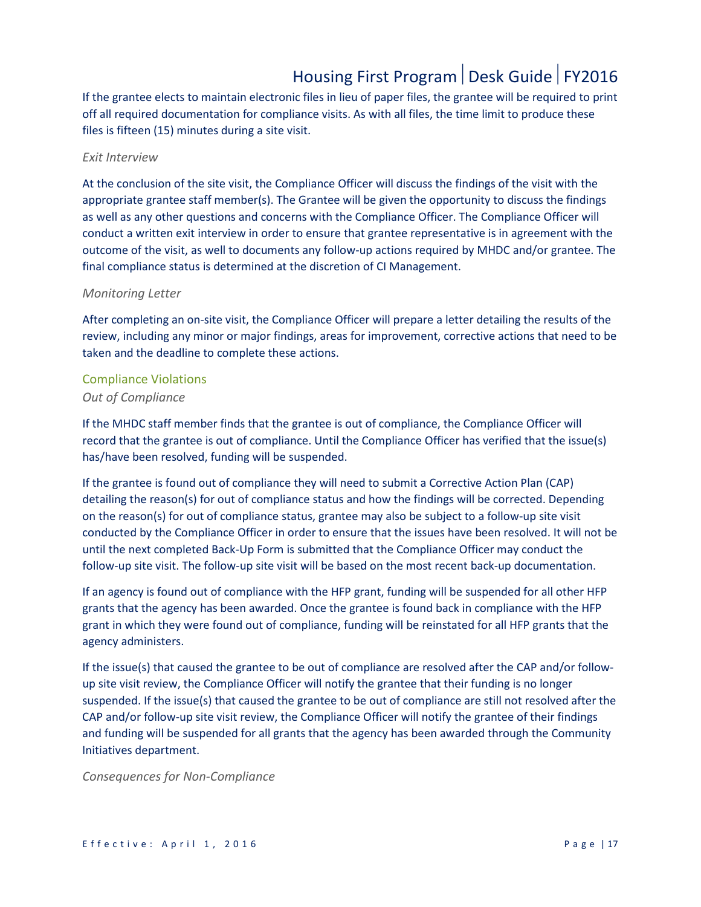If the grantee elects to maintain electronic files in lieu of paper files, the grantee will be required to print off all required documentation for compliance visits. As with all files, the time limit to produce these files is fifteen (15) minutes during a site visit.

*Exit Interview*

At the conclusion of the site visit, the Compliance Officer will discuss the findings of the visit with the appropriate grantee staff member(s). The Grantee will be given the opportunity to discuss the findings as well as any other questions and concerns with the Compliance Officer. The Compliance Officer will conduct a written exit interview in order to ensure that grantee representative is in agreement with the outcome of the visit, as well to documents any follow-up actions required by MHDC and/or grantee. The final compliance status is determined at the discretion of CI Management.

*Monitoring Letter*

After completing an on-site visit, the Compliance Officer will prepare a letter detailing the results of the review, including any minor or major findings, areas for improvement, corrective actions that need to be taken and the deadline to complete these actions.

## Compliance Violations

*Out of Compliance*

If the MHDC staff member finds that the grantee is out of compliance, the Compliance Officer will record that the grantee is out of compliance. Until the Compliance Officer has verified that the issue(s) has/have been resolved, funding will be suspended.

If the grantee is found out of compliance they will need to submit a Corrective Action Plan (CAP) detailing the reason(s) for out of compliance status and how the findings will be corrected. Depending on the reason(s) for out of compliance status, grantee may also be subject to a follow-up site visit conducted by the Compliance Officer in order to ensure that the issues have been resolved. It will not be until the next completed Back-Up Form is submitted that the Compliance Officer may conduct the follow-up site visit. The follow-up site visit will be based on the most recent back-up documentation.

If an agency is found out of compliance with the HFP grant, funding will be suspended for all other HFP grants that the agency has been awarded. Once the grantee is found back in compliance with the HFP grant in which they were found out of compliance, funding will be reinstated for all HFP grants that the agency administers.

If the issue(s) that caused the grantee to be out of compliance are resolved after the CAP and/or follow-up site visit review, the Compliance Officer will notify the grantee that their funding is no longer suspended. If the issue(s) that caused the grantee to be out of compliance are still not resolved after the CAP and/or follow-up site visit review, the Compliance Officer will notify the grantee of their findings and funding will be suspended for all grants that the agency has been awarded through the Community Initiatives department.

*Consequences for Non-Compliance*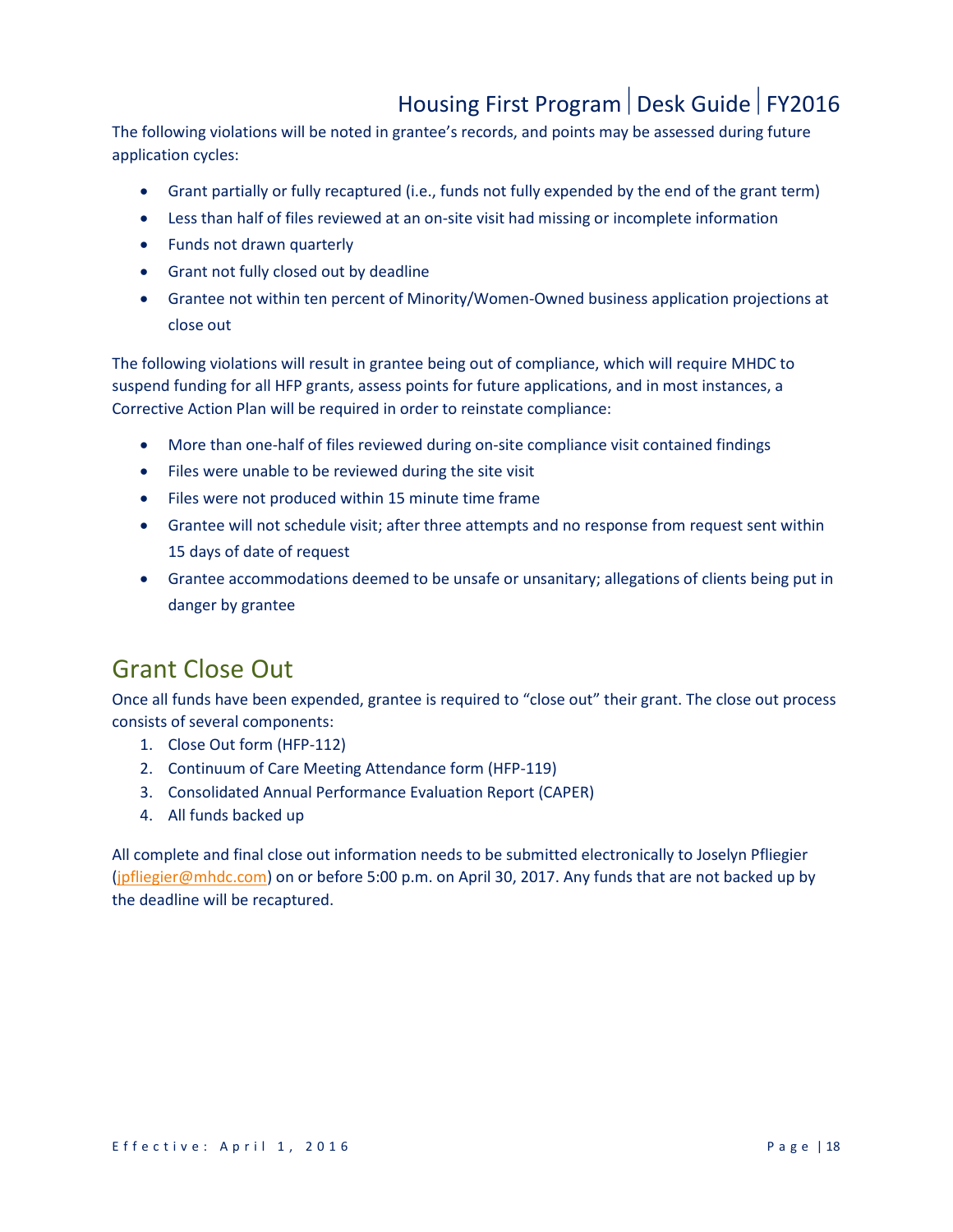The following violations will be noted in grantee's records, and points may be assessed during future application cycles:

- Grant partially or fully recaptured (i.e., funds not fully expended by the end of the grant term)
- Less than half of files reviewed at an on-site visit had missing or incomplete information
- Funds not drawn quarterly
- Grant not fully closed out by deadline
- Grantee not within ten percent of Minority/Women-Owned business application projections at close out

The following violations will result in grantee being out of compliance, which will require MHDC to suspend funding for all HFP grants, assess points for future applications, and in most instances, a Corrective Action Plan will be required in order to reinstate compliance:

- More than one-half of files reviewed during on-site compliance visit contained findings
- Files were unable to be reviewed during the site visit
- Files were not produced within 15 minute time frame
- Grantee will not schedule visit; after three attempts and no response from request sent within 15 days of date of request
- Grantee accommodations deemed to be unsafe or unsanitary; allegations of clients being put in danger by grantee

## Grant Close Out

Once all funds have been expended, grantee is required to "close out" their grant. The close out process consists of several components:

1. Close Out form (HFP-112)
2. Continuum of Care Meeting Attendance form (HFP-119)
3. Consolidated Annual Performance Evaluation Report (CAPER)
4. All funds backed up

All complete and final close out information needs to be submitted electronically to Joselyn Pfliegier (jpfliegier@mhdc.com) on or before 5:00 p.m. on April 30, 2017. Any funds that are not backed up by the deadline will be recaptured.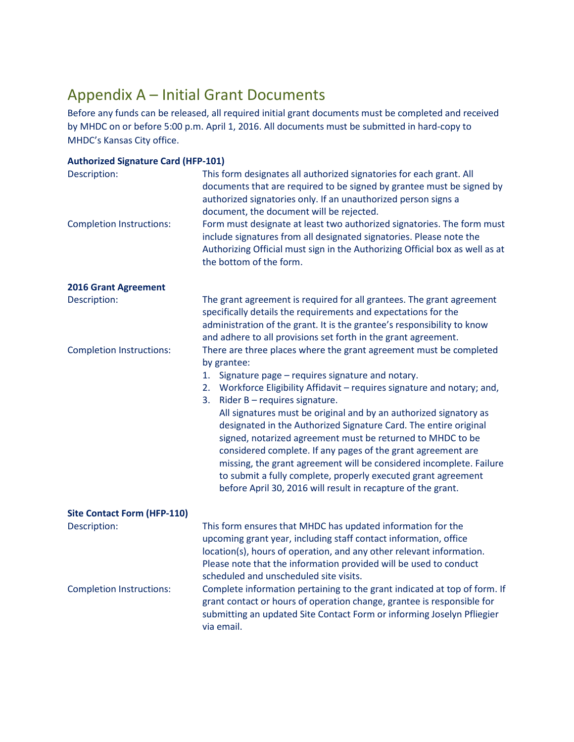# Appendix A – Initial Grant Documents

Before any funds can be released, all required initial grant documents must be completed and received by MHDC on or before 5:00 p.m. April 1, 2016. All documents must be submitted in hard-copy to MHDC's Kansas City office.

**Authorized Signature Card (HFP-101)**

| | |
|---|---|
| Description: | This form designates all authorized signatories for each grant. All documents that are required to be signed by grantee must be signed by authorized signatories only. If an unauthorized person signs a document, the document will be rejected. |
| Completion Instructions: | Form must designate at least two authorized signatories. The form must include signatures from all designated signatories. Please note the Authorizing Official must sign in the Authorizing Official box as well as at the bottom of the form. |

**2016 Grant Agreement**

Description: The grant agreement is required for all grantees. The grant agreement specifically details the requirements and expectations for the administration of the grant. It is the grantee's responsibility to know and adhere to all provisions set forth in the grant agreement.

Completion Instructions: There are three places where the grant agreement must be completed by grantee:

1. Signature page – requires signature and notary.
2. Workforce Eligibility Affidavit – requires signature and notary; and,
3. Rider B – requires signature.

   All signatures must be original and by an authorized signatory as designated in the Authorized Signature Card. The entire original signed, notarized agreement must be returned to MHDC to be considered complete. If any pages of the grant agreement are missing, the grant agreement will be considered incomplete. Failure to submit a fully complete, properly executed grant agreement before April 30, 2016 will result in recapture of the grant.

**Site Contact Form (HFP-110)**

| | |
|---|---|
| Description: | This form ensures that MHDC has updated information for the upcoming grant year, including staff contact information, office location(s), hours of operation, and any other relevant information. Please note that the information provided will be used to conduct scheduled and unscheduled site visits. |
| Completion Instructions: | Complete information pertaining to the grant indicated at top of form. If grant contact or hours of operation change, grantee is responsible for submitting an updated Site Contact Form or informing Joselyn Pfliegier via email. |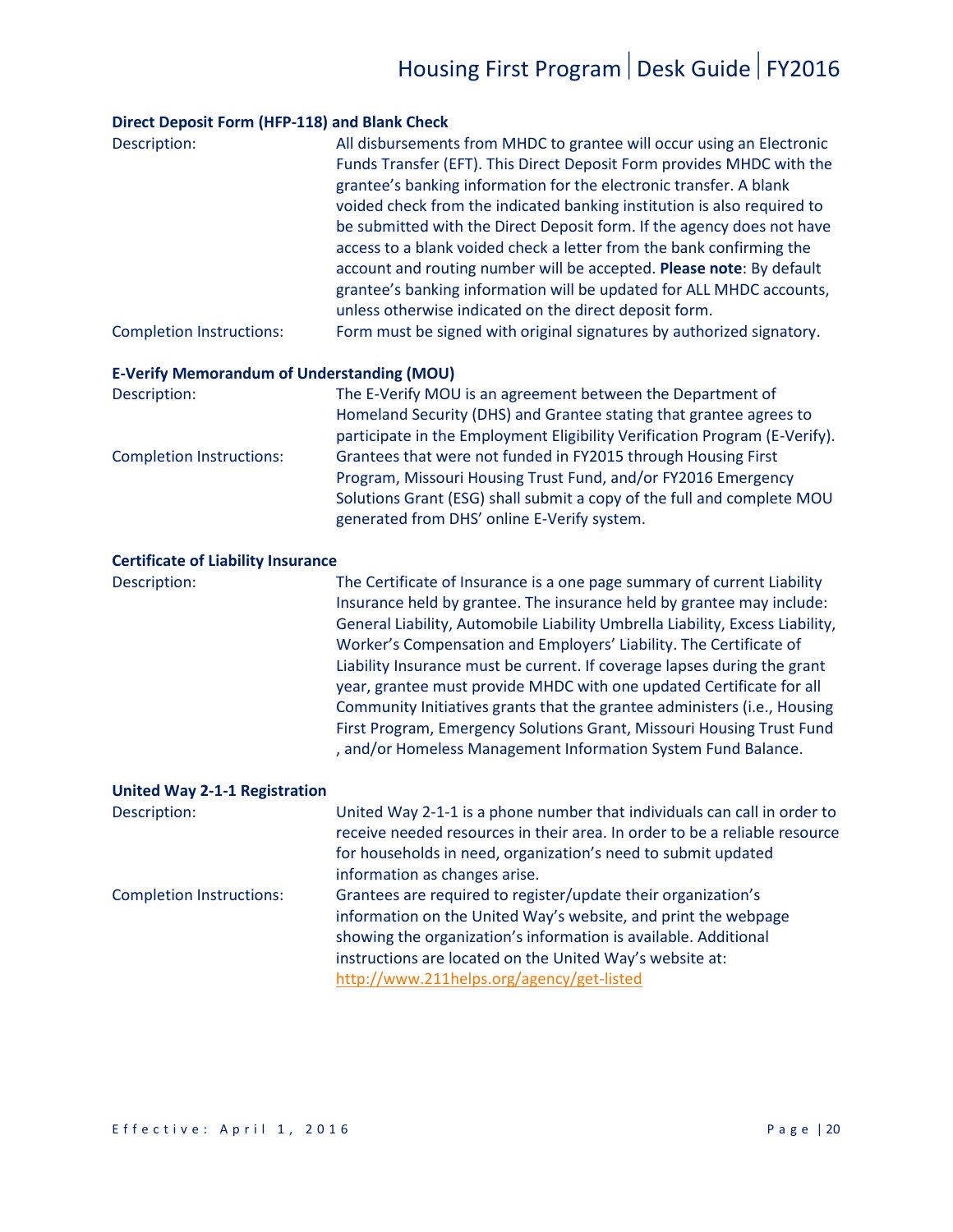### Direct Deposit Form (HFP-118) and Blank Check

| | |
|---|---|
| Description: | All disbursements from MHDC to grantee will occur using an Electronic Funds Transfer (EFT). This Direct Deposit Form provides MHDC with the grantee's banking information for the electronic transfer. A blank voided check from the indicated banking institution is also required to be submitted with the Direct Deposit form. If the agency does not have access to a blank voided check a letter from the bank confirming the account and routing number will be accepted. **Please note**: By default grantee's banking information will be updated for ALL MHDC accounts, unless otherwise indicated on the direct deposit form. |
| Completion Instructions: | Form must be signed with original signatures by authorized signatory. |

### E-Verify Memorandum of Understanding (MOU)

| | |
|---|---|
| Description: | The E-Verify MOU is an agreement between the Department of Homeland Security (DHS) and Grantee stating that grantee agrees to participate in the Employment Eligibility Verification Program (E-Verify). |
| Completion Instructions: | Grantees that were not funded in FY2015 through Housing First Program, Missouri Housing Trust Fund, and/or FY2016 Emergency Solutions Grant (ESG) shall submit a copy of the full and complete MOU generated from DHS' online E-Verify system. |

### Certificate of Liability Insurance

| | |
|---|---|
| Description: | The Certificate of Insurance is a one page summary of current Liability Insurance held by grantee. The insurance held by grantee may include: General Liability, Automobile Liability Umbrella Liability, Excess Liability, Worker's Compensation and Employers' Liability. The Certificate of Liability Insurance must be current. If coverage lapses during the grant year, grantee must provide MHDC with one updated Certificate for all Community Initiatives grants that the grantee administers (i.e., Housing First Program, Emergency Solutions Grant, Missouri Housing Trust Fund , and/or Homeless Management Information System Fund Balance. |

### United Way 2-1-1 Registration

| | |
|---|---|
| Description: | United Way 2-1-1 is a phone number that individuals can call in order to receive needed resources in their area. In order to be a reliable resource for households in need, organization's need to submit updated information as changes arise. |
| Completion Instructions: | Grantees are required to register/update their organization's information on the United Way's website, and print the webpage showing the organization's information is available. Additional instructions are located on the United Way's website at: http://www.211helps.org/agency/get-listed |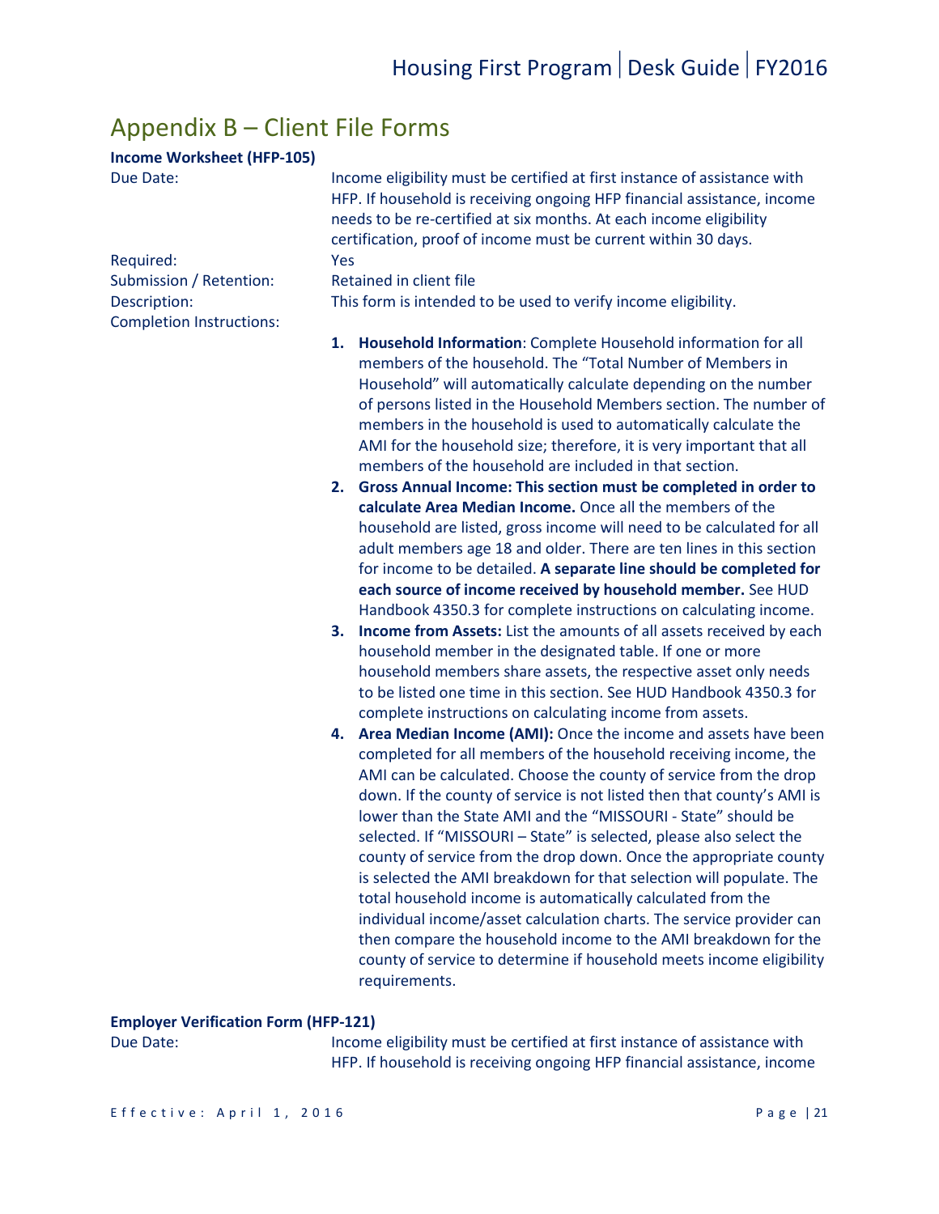## Appendix B – Client File Forms

**Income Worksheet (HFP-105)**

Due Date: Income eligibility must be certified at first instance of assistance with HFP. If household is receiving ongoing HFP financial assistance, income needs to be re-certified at six months. At each income eligibility certification, proof of income must be current within 30 days.

Required: Yes

Submission / Retention: Retained in client file

Description: This form is intended to be used to verify income eligibility.

Completion Instructions:

1. **Household Information**: Complete Household information for all members of the household. The "Total Number of Members in Household" will automatically calculate depending on the number of persons listed in the Household Members section. The number of members in the household is used to automatically calculate the AMI for the household size; therefore, it is very important that all members of the household are included in that section.
2. **Gross Annual Income: This section must be completed in order to calculate Area Median Income.** Once all the members of the household are listed, gross income will need to be calculated for all adult members age 18 and older. There are ten lines in this section for income to be detailed. **A separate line should be completed for each source of income received by household member.** See HUD Handbook 4350.3 for complete instructions on calculating income.
3. **Income from Assets:** List the amounts of all assets received by each household member in the designated table. If one or more household members share assets, the respective asset only needs to be listed one time in this section. See HUD Handbook 4350.3 for complete instructions on calculating income from assets.
4. **Area Median Income (AMI):** Once the income and assets have been completed for all members of the household receiving income, the AMI can be calculated. Choose the county of service from the drop down. If the county of service is not listed then that county's AMI is lower than the State AMI and the "MISSOURI - State" should be selected. If "MISSOURI – State" is selected, please also select the county of service from the drop down. Once the appropriate county is selected the AMI breakdown for that selection will populate. The total household income is automatically calculated from the individual income/asset calculation charts. The service provider can then compare the household income to the AMI breakdown for the county of service to determine if household meets income eligibility requirements.

**Employer Verification Form (HFP-121)**

Due Date: Income eligibility must be certified at first instance of assistance with HFP. If household is receiving ongoing HFP financial assistance, income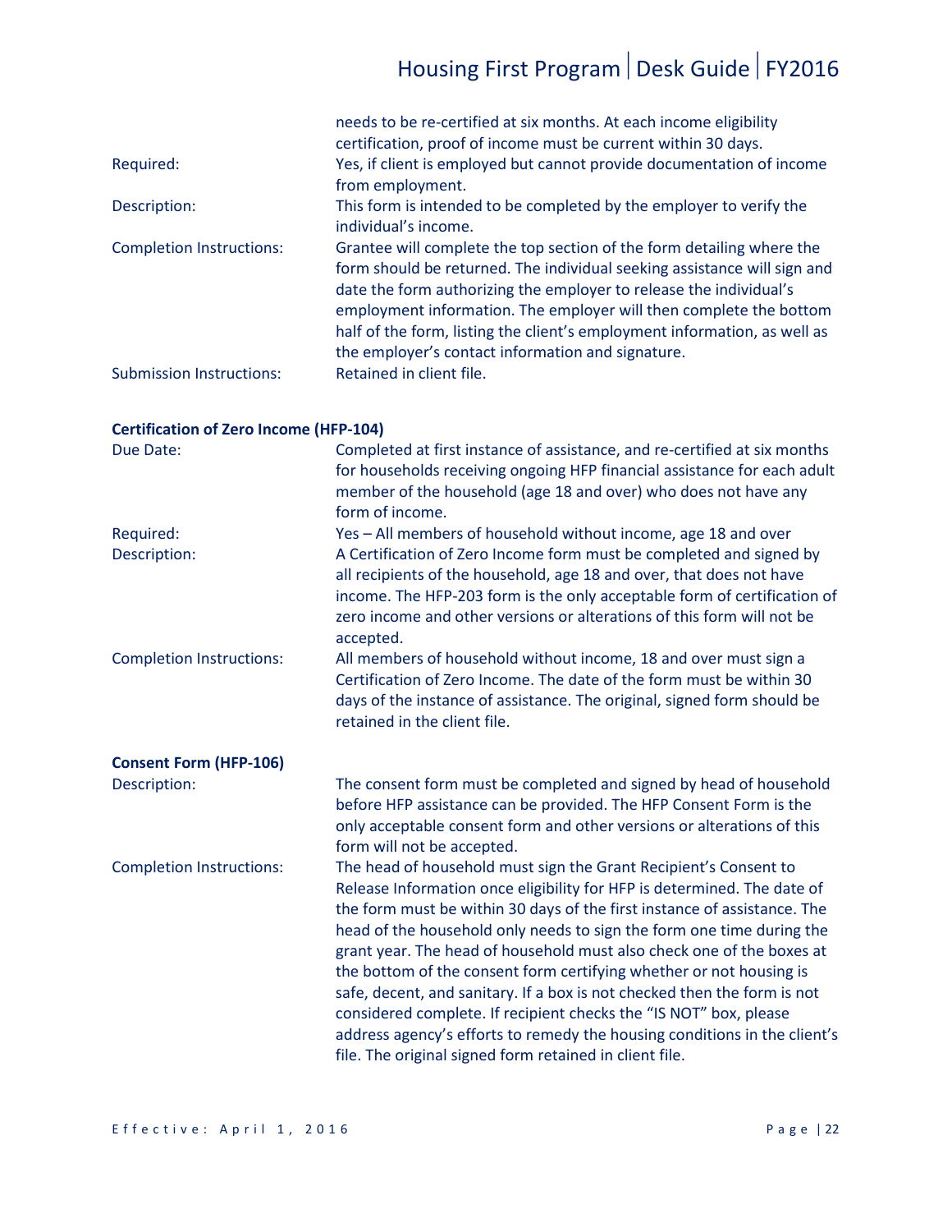| | |
|---|---|
| | needs to be re-certified at six months. At each income eligibility certification, proof of income must be current within 30 days. |
| Required: | Yes, if client is employed but cannot provide documentation of income from employment. |
| Description: | This form is intended to be completed by the employer to verify the individual's income. |
| Completion Instructions: | Grantee will complete the top section of the form detailing where the form should be returned. The individual seeking assistance will sign and date the form authorizing the employer to release the individual's employment information. The employer will then complete the bottom half of the form, listing the client's employment information, as well as the employer's contact information and signature. |
| Submission Instructions: | Retained in client file. |

**Certification of Zero Income (HFP-104)**

| | |
|---|---|
| Due Date: | Completed at first instance of assistance, and re-certified at six months for households receiving ongoing HFP financial assistance for each adult member of the household (age 18 and over) who does not have any form of income. |
| Required: | Yes – All members of household without income, age 18 and over |
| Description: | A Certification of Zero Income form must be completed and signed by all recipients of the household, age 18 and over, that does not have income. The HFP-203 form is the only acceptable form of certification of zero income and other versions or alterations of this form will not be accepted. |
| Completion Instructions: | All members of household without income, 18 and over must sign a Certification of Zero Income. The date of the form must be within 30 days of the instance of assistance. The original, signed form should be retained in the client file. |

**Consent Form (HFP-106)**

| | |
|---|---|
| Description: | The consent form must be completed and signed by head of household before HFP assistance can be provided. The HFP Consent Form is the only acceptable consent form and other versions or alterations of this form will not be accepted. |
| Completion Instructions: | The head of household must sign the Grant Recipient's Consent to Release Information once eligibility for HFP is determined. The date of the form must be within 30 days of the first instance of assistance. The head of the household only needs to sign the form one time during the grant year. The head of household must also check one of the boxes at the bottom of the consent form certifying whether or not housing is safe, decent, and sanitary. If a box is not checked then the form is not considered complete. If recipient checks the "IS NOT" box, please address agency's efforts to remedy the housing conditions in the client's file. The original signed form retained in client file. |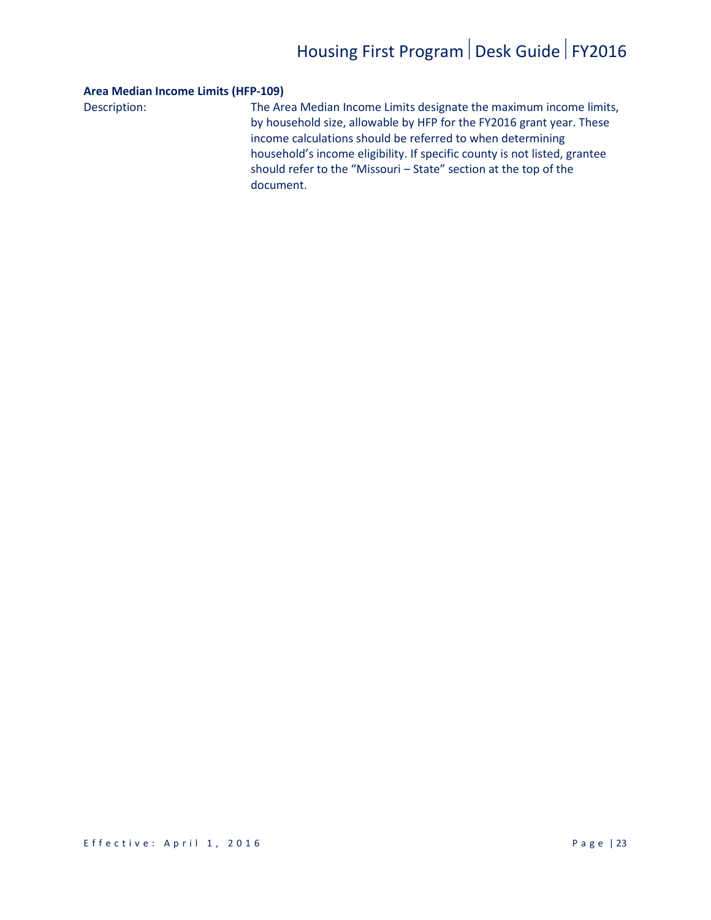**Area Median Income Limits (HFP-109)**

Description: The Area Median Income Limits designate the maximum income limits, by household size, allowable by HFP for the FY2016 grant year. These income calculations should be referred to when determining household's income eligibility. If specific county is not listed, grantee should refer to the "Missouri – State" section at the top of the document.